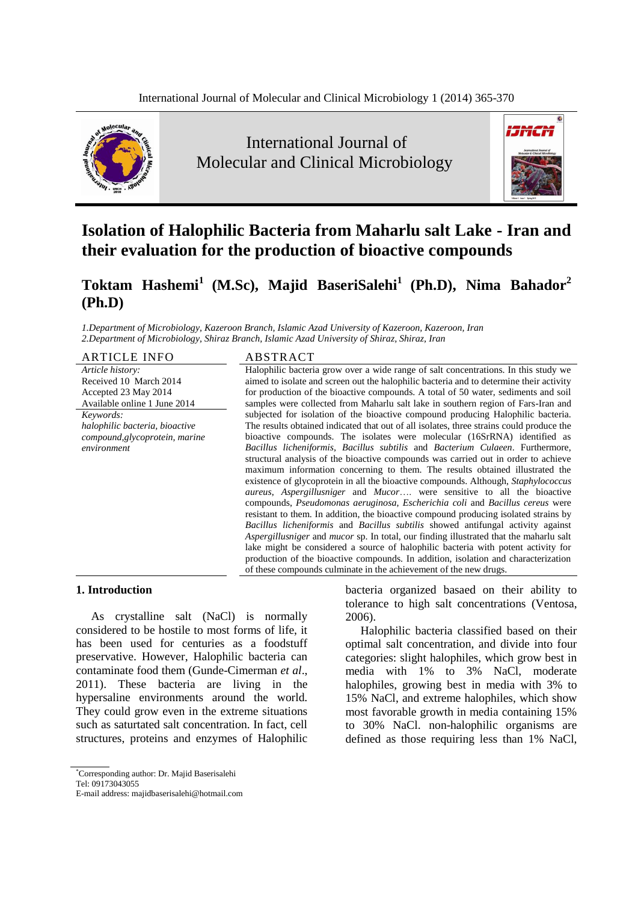# Isolation of Halophilic Bacteria from Maharlu salt Lake - Iran and their evaluation for the production of bioactive compounds

**Toktam Hashemi[1] (M.Sc), Majid BaseriSalehi[1] (Ph.D), Nima Bahador[2] (Ph.D)**

*1.Department of Microbiology, Kazeroon Branch, Islamic Azad University of Kazeroon, Kazeroon, Iran*
*2.Department of Microbiology, Shiraz Branch, Islamic Azad University of Shiraz, Shiraz, Iran*

## ARTICLE INFO

*Article history:*
Received 10 March 2014
Accepted 23 May 2014
Available online 1 June 2014

*Keywords:*
*halophilic bacteria, bioactive compound,glycoprotein, marine environment*

## ABSTRACT

Halophilic bacteria grow over a wide range of salt concentrations. In this study we aimed to isolate and screen out the halophilic bacteria and to determine their activity for production of the bioactive compounds. A total of 50 water, sediments and soil samples were collected from Maharlu salt lake in southern region of Fars-Iran and subjected for isolation of the bioactive compound producing Halophilic bacteria. The results obtained indicated that out of all isolates, three strains could produce the bioactive compounds. The isolates were molecular (16SrRNA) identified as *Bacillus licheniformis*, *Bacillus subtilis* and *Bacterium Culaeen*. Furthermore, structural analysis of the bioactive compounds was carried out in order to achieve maximum information concerning to them. The results obtained illustrated the existence of glycoprotein in all the bioactive compounds. Although, *Staphylococcus aureus*, *Aspergillusniger* and *Mucor*…. were sensitive to all the bioactive compounds, *Pseudomonas aeruginosa*, *Escherichia coli* and *Bacillus cereus* were resistant to them. In addition, the bioactive compound producing isolated strains by *Bacillus licheniformis* and *Bacillus subtilis* showed antifungal activity against *Aspergillusniger* and *mucor* sp. In total, our finding illustrated that the maharlu salt lake might be considered a source of halophilic bacteria with potent activity for production of the bioactive compounds. In addition, isolation and characterization of these compounds culminate in the achievement of the new drugs.

## 1. Introduction

As crystalline salt (NaCl) is normally considered to be hostile to most forms of life, it has been used for centuries as a foodstuff preservative. However, Halophilic bacteria can contaminate food them (Gunde-Cimerman *et al*., 2011). These bacteria are living in the hypersaline environments around the world. They could grow even in the extreme situations such as saturtated salt concentration. In fact, cell structures, proteins and enzymes of Halophilic bacteria organized basaed on their ability to tolerance to high salt concentrations (Ventosa, 2006).

Halophilic bacteria classified based on their optimal salt concentration, and divide into four categories: slight halophiles, which grow best in media with 1% to 3% NaCl, moderate halophiles, growing best in media with 3% to 15% NaCl, and extreme halophiles, which show most favorable growth in media containing 15% to 30% NaCl. non-halophilic organisms are defined as those requiring less than 1% NaCl,

*Corresponding author: Dr. Majid Baserisalehi
Tel: 09173043055
E-mail address: majidbaserisalehi@hotmail.com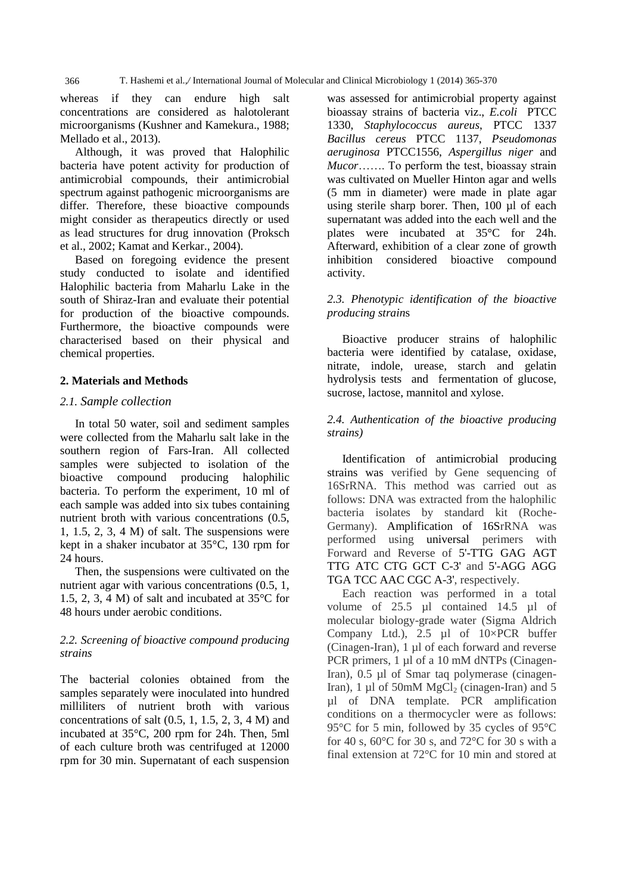whereas if they can endure high salt concentrations are considered as halotolerant microorganisms (Kushner and Kamekura., 1988; Mellado et al., 2013).

Although, it was proved that Halophilic bacteria have potent activity for production of antimicrobial compounds, their antimicrobial spectrum against pathogenic microorganisms are differ. Therefore, these bioactive compounds might consider as therapeutics directly or used as lead structures for drug innovation (Proksch et al., 2002; Kamat and Kerkar., 2004).

Based on foregoing evidence the present study conducted to isolate and identified Halophilic bacteria from Maharlu Lake in the south of Shiraz-Iran and evaluate their potential for production of the bioactive compounds. Furthermore, the bioactive compounds were characterised based on their physical and chemical properties.

## 2. Materials and Methods

### *2.1. Sample collection*

In total 50 water, soil and sediment samples were collected from the Maharlu salt lake in the southern region of Fars-Iran. All collected samples were subjected to isolation of the bioactive compound producing halophilic bacteria. To perform the experiment, 10 ml of each sample was added into six tubes containing nutrient broth with various concentrations (0.5, 1, 1.5, 2, 3, 4 M) of salt. The suspensions were kept in a shaker incubator at 35°C, 130 rpm for 24 hours.

Then, the suspensions were cultivated on the nutrient agar with various concentrations (0.5, 1, 1.5, 2, 3, 4 M) of salt and incubated at 35°C for 48 hours under aerobic conditions.

### *2.2. Screening of bioactive compound producing strains*

The bacterial colonies obtained from the samples separately were inoculated into hundred milliliters of nutrient broth with various concentrations of salt (0.5, 1, 1.5, 2, 3, 4 M) and incubated at 35°C, 200 rpm for 24h. Then, 5ml of each culture broth was centrifuged at 12000 rpm for 30 min. Supernatant of each suspension was assessed for antimicrobial property against bioassay strains of bacteria viz., *E.coli* PTCC 1330, *Staphylococcus aureus*, PTCC 1337 *Bacillus cereus* PTCC 1137, *Pseudomonas aeruginosa* PTCC1556, *Aspergillus niger* and *Mucor*……. To perform the test, bioassay strain was cultivated on Mueller Hinton agar and wells (5 mm in diameter) were made in plate agar using sterile sharp borer. Then, 100 µl of each supernatant was added into the each well and the plates were incubated at 35°C for 24h. Afterward, exhibition of a clear zone of growth inhibition considered bioactive compound activity.

### *2.3. Phenotypic identification of the bioactive producing strains*

Bioactive producer strains of halophilic bacteria were identified by catalase, oxidase, nitrate, indole, urease, starch and gelatin hydrolysis tests and fermentation of glucose, sucrose, lactose, mannitol and xylose.

### *2.4. Authentication of the bioactive producing strains)*

Identification of antimicrobial producing strains was verified by Gene sequencing of 16SrRNA. This method was carried out as follows: DNA was extracted from the halophilic bacteria isolates by standard kit (Roche-Germany). Amplification of 16SrRNA was performed using universal perimers with Forward and Reverse of 5'-TTG GAG AGT TTG ATC CTG GCT C-3' and 5'-AGG AGG TGA TCC AAC CGC A-3', respectively.

Each reaction was performed in a total volume of 25.5 µl contained 14.5 µl of molecular biology-grade water (Sigma Aldrich Company Ltd.), 2.5 µl of 10×PCR buffer (Cinagen-Iran), 1 µl of each forward and reverse PCR primers, 1 µl of a 10 mM dNTPs (Cinagen-Iran), 0.5 µl of Smar taq polymerase (cinagen-Iran), 1 µl of 50mM $MgCl_2$ (cinagen-Iran) and 5 µl of DNA template. PCR amplification conditions on a thermocycler were as follows: 95°C for 5 min, followed by 35 cycles of 95°C for 40 s, 60°C for 30 s, and 72°C for 30 s with a final extension at 72°C for 10 min and stored at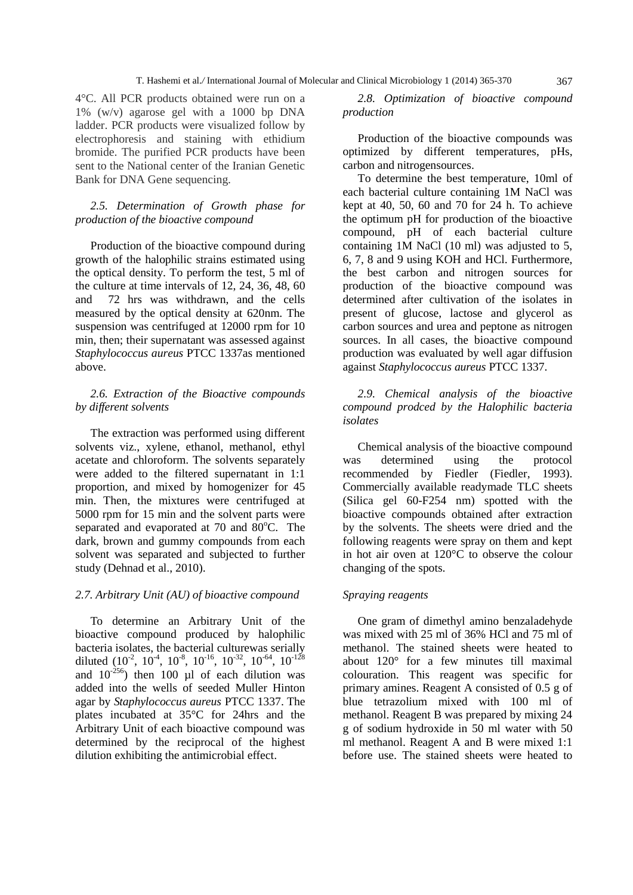4°C. All PCR products obtained were run on a 1% (w/v) agarose gel with a 1000 bp DNA ladder. PCR products were visualized follow by electrophoresis and staining with ethidium bromide. The purified PCR products have been sent to the National center of the Iranian Genetic Bank for DNA Gene sequencing.

### *2.5. Determination of Growth phase for production of the bioactive compound*

Production of the bioactive compound during growth of the halophilic strains estimated using the optical density. To perform the test, 5 ml of the culture at time intervals of 12, 24, 36, 48, 60 and 72 hrs was withdrawn, and the cells measured by the optical density at 620nm. The suspension was centrifuged at 12000 rpm for 10 min, then; their supernatant was assessed against *Staphylococcus aureus* PTCC 1337as mentioned above.

### *2.6. Extraction of the Bioactive compounds by different solvents*

The extraction was performed using different solvents viz., xylene, ethanol, methanol, ethyl acetate and chloroform. The solvents separately were added to the filtered supernatant in 1:1 proportion, and mixed by homogenizer for 45 min. Then, the mixtures were centrifuged at 5000 rpm for 15 min and the solvent parts were separated and evaporated at 70 and 80°C. The dark, brown and gummy compounds from each solvent was separated and subjected to further study (Dehnad et al., 2010).

### *2.7. Arbitrary Unit (AU) of bioactive compound*

To determine an Arbitrary Unit of the bioactive compound produced by halophilic bacteria isolates, the bacterial culturewas serially diluted ($10^{-2}$, $10^{-4}$, $10^{-8}$, $10^{-16}$, $10^{-32}$, $10^{-64}$, $10^{-128}$ and $10^{-256}$) then 100 µl of each dilution was added into the wells of seeded Muller Hinton agar by *Staphylococcus aureus* PTCC 1337. The plates incubated at 35°C for 24hrs and the Arbitrary Unit of each bioactive compound was determined by the reciprocal of the highest dilution exhibiting the antimicrobial effect.

### *2.8. Optimization of bioactive compound production*

Production of the bioactive compounds was optimized by different temperatures, pHs, carbon and nitrogensources.

To determine the best temperature, 10ml of each bacterial culture containing 1M NaCl was kept at 40, 50, 60 and 70 for 24 h. To achieve the optimum pH for production of the bioactive compound, pH of each bacterial culture containing 1M NaCl (10 ml) was adjusted to 5, 6, 7, 8 and 9 using KOH and HCl. Furthermore, the best carbon and nitrogen sources for production of the bioactive compound was determined after cultivation of the isolates in present of glucose, lactose and glycerol as carbon sources and urea and peptone as nitrogen sources. In all cases, the bioactive compound production was evaluated by well agar diffusion against *Staphylococcus aureus* PTCC 1337.

### *2.9. Chemical analysis of the bioactive compound prodced by the Halophilic bacteria isolates*

Chemical analysis of the bioactive compound was determined using the protocol recommended by Fiedler (Fiedler, 1993). Commercially available readymade TLC sheets (Silica gel 60-F254 nm) spotted with the bioactive compounds obtained after extraction by the solvents. The sheets were dried and the following reagents were spray on them and kept in hot air oven at 120°C to observe the colour changing of the spots.

#### *Spraying reagents*

One gram of dimethyl amino benzaladehyde was mixed with 25 ml of 36% HCl and 75 ml of methanol. The stained sheets were heated to about 120° for a few minutes till maximal colouration. This reagent was specific for primary amines. Reagent A consisted of 0.5 g of blue tetrazolium mixed with 100 ml of methanol. Reagent B was prepared by mixing 24 g of sodium hydroxide in 50 ml water with 50 ml methanol. Reagent A and B were mixed 1:1 before use. The stained sheets were heated to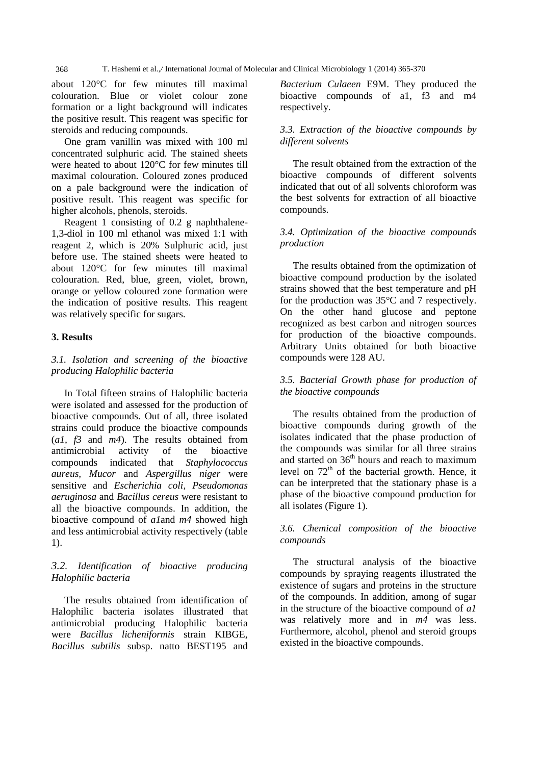about 120°C for few minutes till maximal colouration. Blue or violet colour zone formation or a light background will indicates the positive result. This reagent was specific for steroids and reducing compounds.

One gram vanillin was mixed with 100 ml concentrated sulphuric acid. The stained sheets were heated to about 120°C for few minutes till maximal colouration. Coloured zones produced on a pale background were the indication of positive result. This reagent was specific for higher alcohols, phenols, steroids.

Reagent 1 consisting of 0.2 g naphthalene-1,3-diol in 100 ml ethanol was mixed 1:1 with reagent 2, which is 20% Sulphuric acid, just before use. The stained sheets were heated to about 120°C for few minutes till maximal colouration. Red, blue, green, violet, brown, orange or yellow coloured zone formation were the indication of positive results. This reagent was relatively specific for sugars.

## 3. Results

### *3.1. Isolation and screening of the bioactive producing Halophilic bacteria*

In Total fifteen strains of Halophilic bacteria were isolated and assessed for the production of bioactive compounds. Out of all, three isolated strains could produce the bioactive compounds (*a1*, *f3* and *m4*). The results obtained from antimicrobial activity of the bioactive compounds indicated that *Staphylococcus aureus*, *Mucor* and *Aspergillus niger* were sensitive and *Escherichia coli*, *Pseudomonas aeruginosa* and *Bacillus cereus* were resistant to all the bioactive compounds. In addition, the bioactive compound of *a1*and *m4* showed high and less antimicrobial activity respectively (table 1).

### *3.2. Identification of bioactive producing Halophilic bacteria*

The results obtained from identification of Halophilic bacteria isolates illustrated that antimicrobial producing Halophilic bacteria were *Bacillus licheniformis* strain KIBGE, *Bacillus subtilis* subsp. natto BEST195 and *Bacterium Culaeen* E9M. They produced the bioactive compounds of a1, f3 and m4 respectively.

### *3.3. Extraction of the bioactive compounds by different solvents*

The result obtained from the extraction of the bioactive compounds of different solvents indicated that out of all solvents chloroform was the best solvents for extraction of all bioactive compounds.

### *3.4. Optimization of the bioactive compounds production*

The results obtained from the optimization of bioactive compound production by the isolated strains showed that the best temperature and pH for the production was 35°C and 7 respectively. On the other hand glucose and peptone recognized as best carbon and nitrogen sources for production of the bioactive compounds. Arbitrary Units obtained for both bioactive compounds were 128 AU.

### *3.5. Bacterial Growth phase for production of the bioactive compounds*

The results obtained from the production of bioactive compounds during growth of the isolates indicated that the phase production of the compounds was similar for all three strains and started on $36^{th}$ hours and reach to maximum level on $72^{th}$ of the bacterial growth. Hence, it can be interpreted that the stationary phase is a phase of the bioactive compound production for all isolates (Figure 1).

### *3.6. Chemical composition of the bioactive compounds*

The structural analysis of the bioactive compounds by spraying reagents illustrated the existence of sugars and proteins in the structure of the compounds. In addition, among of sugar in the structure of the bioactive compound of *a1* was relatively more and in *m4* was less. Furthermore, alcohol, phenol and steroid groups existed in the bioactive compounds.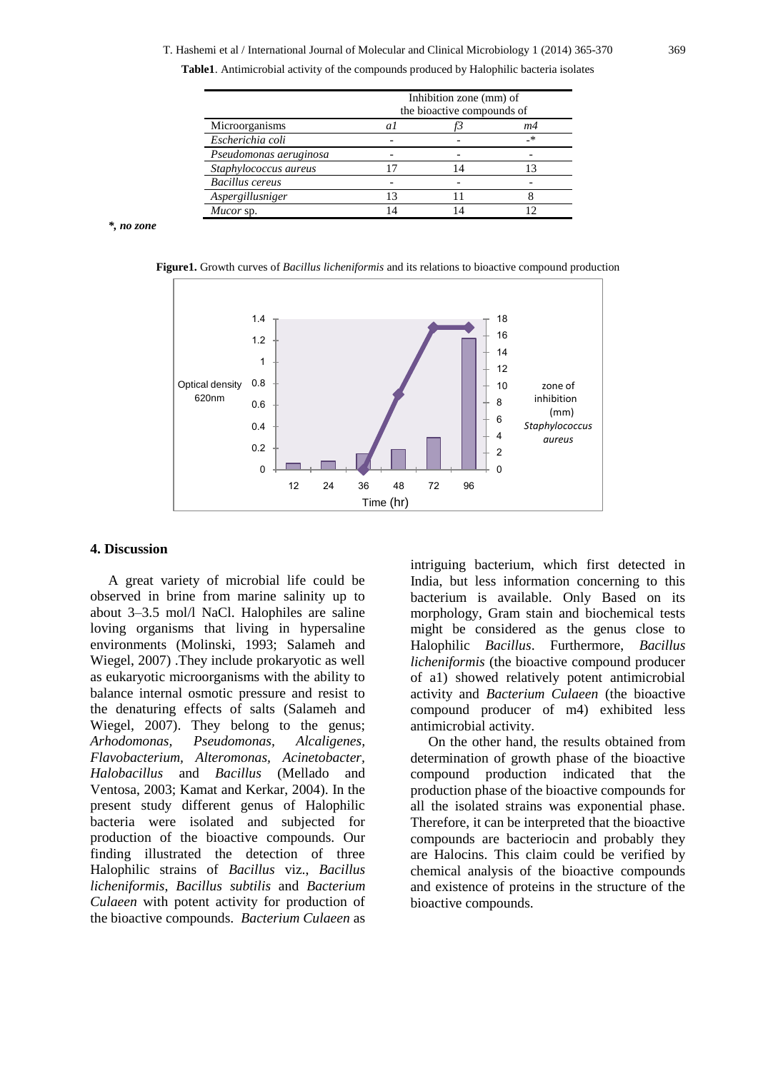**Table1**. Antimicrobial activity of the compounds produced by Halophilic bacteria isolates

| | Inhibition zone (mm) of the bioactive compounds of | | |
|---|---|---|---|
| Microorganisms | *a1* | *f3* | *m4* |
| *Escherichia coli* | - | - | -* |
| *Pseudomonas aeruginosa* | - | - | - |
| *Staphylococcus aureus* | 17 | 14 | 13 |
| *Bacillus cereus* | - | - | - |
| *Aspergillusniger* | 13 | 11 | 8 |
| *Mucor* sp. | 14 | 14 | 12 |

***, no zone***

**Figure1.** Growth curves of *Bacillus licheniformis* and its relations to bioactive compound production

## 4. Discussion

A great variety of microbial life could be observed in brine from marine salinity up to about 3–3.5 mol/l NaCl. Halophiles are saline loving organisms that living in hypersaline environments (Molinski, 1993; Salameh and Wiegel, 2007) .They include prokaryotic as well as eukaryotic microorganisms with the ability to balance internal osmotic pressure and resist to the denaturing effects of salts (Salameh and Wiegel, 2007). They belong to the genus; *Arhodomonas*, *Pseudomonas*, *Alcaligenes*, *Flavobacterium*, *Alteromonas*, *Acinetobacter*, *Halobacillus* and *Bacillus* (Mellado and Ventosa, 2003; Kamat and Kerkar, 2004). In the present study different genus of Halophilic bacteria were isolated and subjected for production of the bioactive compounds. Our finding illustrated the detection of three Halophilic strains of *Bacillus* viz., *Bacillus licheniformis*, *Bacillus subtilis* and *Bacterium Culaeen* with potent activity for production of the bioactive compounds. *Bacterium Culaeen* as intriguing bacterium, which first detected in India, but less information concerning to this bacterium is available. Only Based on its morphology, Gram stain and biochemical tests might be considered as the genus close to Halophilic *Bacillus*. Furthermore, *Bacillus licheniformis* (the bioactive compound producer of a1) showed relatively potent antimicrobial activity and *Bacterium Culaeen* (the bioactive compound producer of m4) exhibited less antimicrobial activity.

On the other hand, the results obtained from determination of growth phase of the bioactive compound production indicated that the production phase of the bioactive compounds for all the isolated strains was exponential phase. Therefore, it can be interpreted that the bioactive compounds are bacteriocin and probably they are Halocins. This claim could be verified by chemical analysis of the bioactive compounds and existence of proteins in the structure of the bioactive compounds.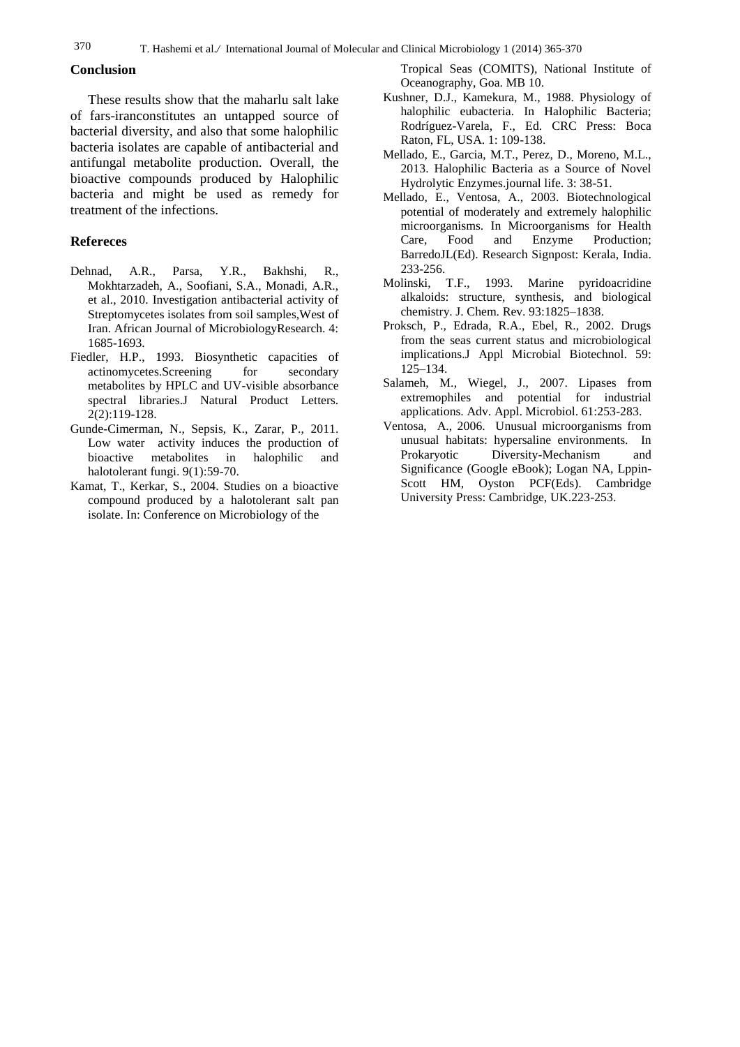## Conclusion

These results show that the maharlu salt lake of fars-iranconstitutes an untapped source of bacterial diversity, and also that some halophilic bacteria isolates are capable of antibacterial and antifungal metabolite production. Overall, the bioactive compounds produced by Halophilic bacteria and might be used as remedy for treatment of the infections.

## Refereces

Dehnad, A.R., Parsa, Y.R., Bakhshi, R., Mokhtarzadeh, A., Soofiani, S.A., Monadi, A.R., et al., 2010. Investigation antibacterial activity of Streptomycetes isolates from soil samples,West of Iran. African Journal of MicrobiologyResearch. 4: 1685-1693.

Fiedler, H.P., 1993. Biosynthetic capacities of actinomycetes.Screening for secondary metabolites by HPLC and UV-visible absorbance spectral libraries.J Natural Product Letters. 2(2):119-128.

Gunde-Cimerman, N., Sepsis, K., Zarar, P., 2011. Low water activity induces the production of bioactive metabolites in halophilic and halotolerant fungi. 9(1):59-70.

Kamat, T., Kerkar, S., 2004. Studies on a bioactive compound produced by a halotolerant salt pan isolate. In: Conference on Microbiology of the Tropical Seas (COMITS), National Institute of Oceanography, Goa. MB 10.

Kushner, D.J., Kamekura, M., 1988. Physiology of halophilic eubacteria. In Halophilic Bacteria; Rodríguez-Varela, F., Ed. CRC Press: Boca Raton, FL, USA. 1: 109-138.

Mellado, E., Garcia, M.T., Perez, D., Moreno, M.L., 2013. Halophilic Bacteria as a Source of Novel Hydrolytic Enzymes.journal life. 3: 38-51.

Mellado, E., Ventosa, A., 2003. Biotechnological potential of moderately and extremely halophilic microorganisms. In Microorganisms for Health Care, Food and Enzyme Production; BarredoJL(Ed). Research Signpost: Kerala, India. 233-256.

Molinski, T.F., 1993. Marine pyridoacridine alkaloids: structure, synthesis, and biological chemistry. J. Chem. Rev. 93:1825–1838.

Proksch, P., Edrada, R.A., Ebel, R., 2002. Drugs from the seas current status and microbiological implications.J Appl Microbial Biotechnol. 59: 125–134.

Salameh, M., Wiegel, J., 2007. Lipases from extremophiles and potential for industrial applications. Adv. Appl. Microbiol. 61:253-283.

Ventosa, A., 2006. Unusual microorganisms from unusual habitats: hypersaline environments. In Prokaryotic Diversity-Mechanism and Significance (Google eBook); Logan NA, Lppin-Scott HM, Oyston PCF(Eds). Cambridge University Press: Cambridge, UK.223-253.